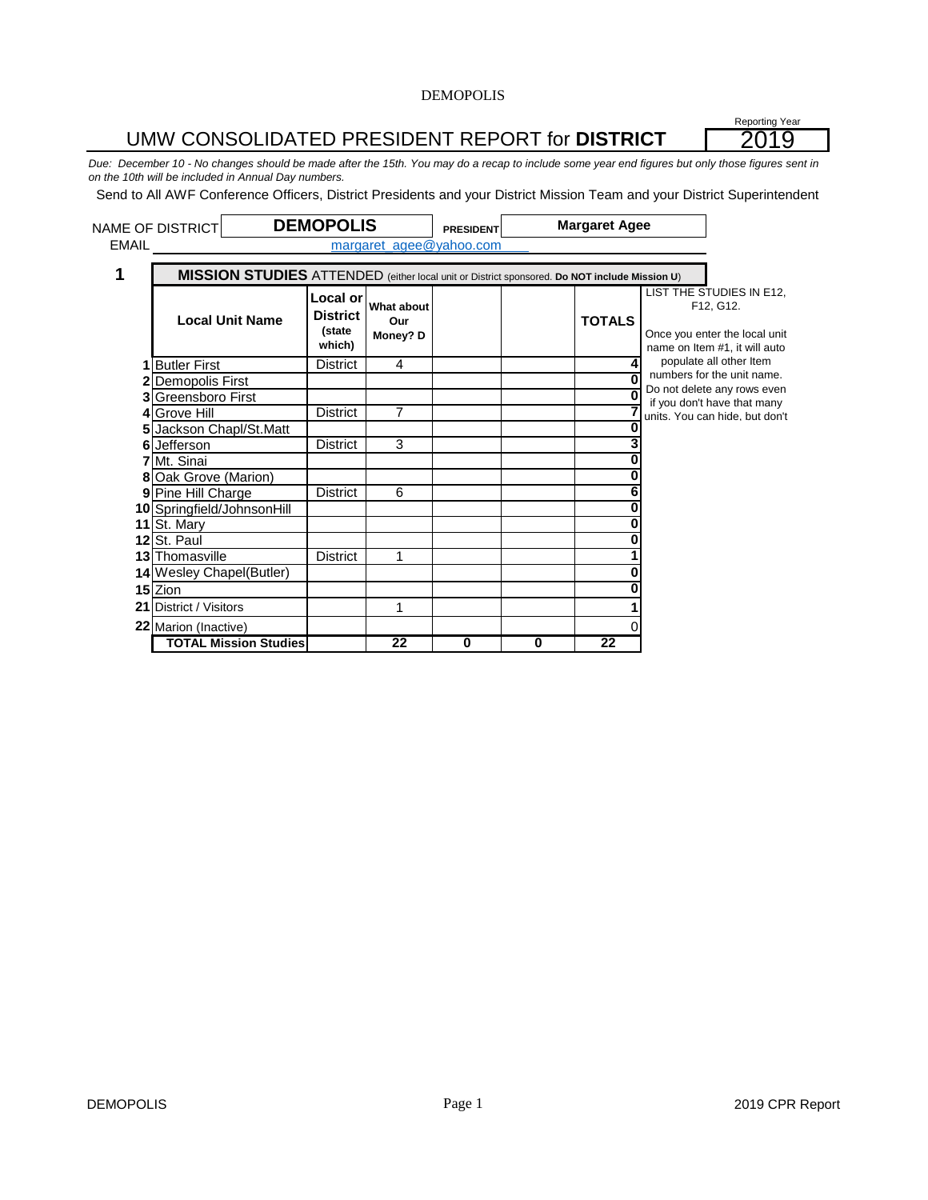DEMOPOLIS

Reporting Year **2019**

# UMW CONSOLIDATED PRESIDENT REPORT for **DISTRICT**

*Due: December 10 - No changes should be made after the 15th. You may do a recap to include some year end figures but only those figures sent in on the 10th will be included in Annual Day numbers.*

Send to All AWF Conference Officers, District Presidents and your District Mission Team and your District Superintendent

NAME OF DISTRICT **DEMOPOLIS** **PRESIDENT** **Margaret Agee**

EMAIL margaret_agee@yahoo.com

## 1 MISSION STUDIES ATTENDED (either local unit or District sponsored. **Do NOT include Mission U**)

| | Local Unit Name | Local or District (state which) | What about Our Money? D | | | TOTALS |
|---|---|---|---|---|---|---|
| 1 | Butler First | District | 4 | | | 4 |
| 2 | Demopolis First | | | | | 0 |
| 3 | Greensboro First | | | | | 0 |
| 4 | Grove Hill | District | 7 | | | 7 |
| 5 | Jackson Chapl/St.Matt | | | | | 0 |
| 6 | Jefferson | District | 3 | | | 3 |
| 7 | Mt. Sinai | | | | | 0 |
| 8 | Oak Grove (Marion) | | | | | 0 |
| 9 | Pine Hill Charge | District | 6 | | | 6 |
| 10 | Springfield/JohnsonHill | | | | | 0 |
| 11 | St. Mary | | | | | 0 |
| 12 | St. Paul | | | | | 0 |
| 13 | Thomasville | District | 1 | | | 1 |
| 14 | Wesley Chapel(Butler) | | | | | 0 |
| 15 | Zion | | | | | 0 |
| 21 | District / Visitors | | 1 | | | 1 |
| 22 | Marion (Inactive) | | | | | 0 |
| | **TOTAL Mission Studies** | | **22** | **0** | **0** | **22** |

LIST THE STUDIES IN E12, F12, G12.

Once you enter the local unit name on Item #1, it will auto populate all other Item numbers for the unit name. Do not delete any rows even if you don't have that many units. You can hide, but don't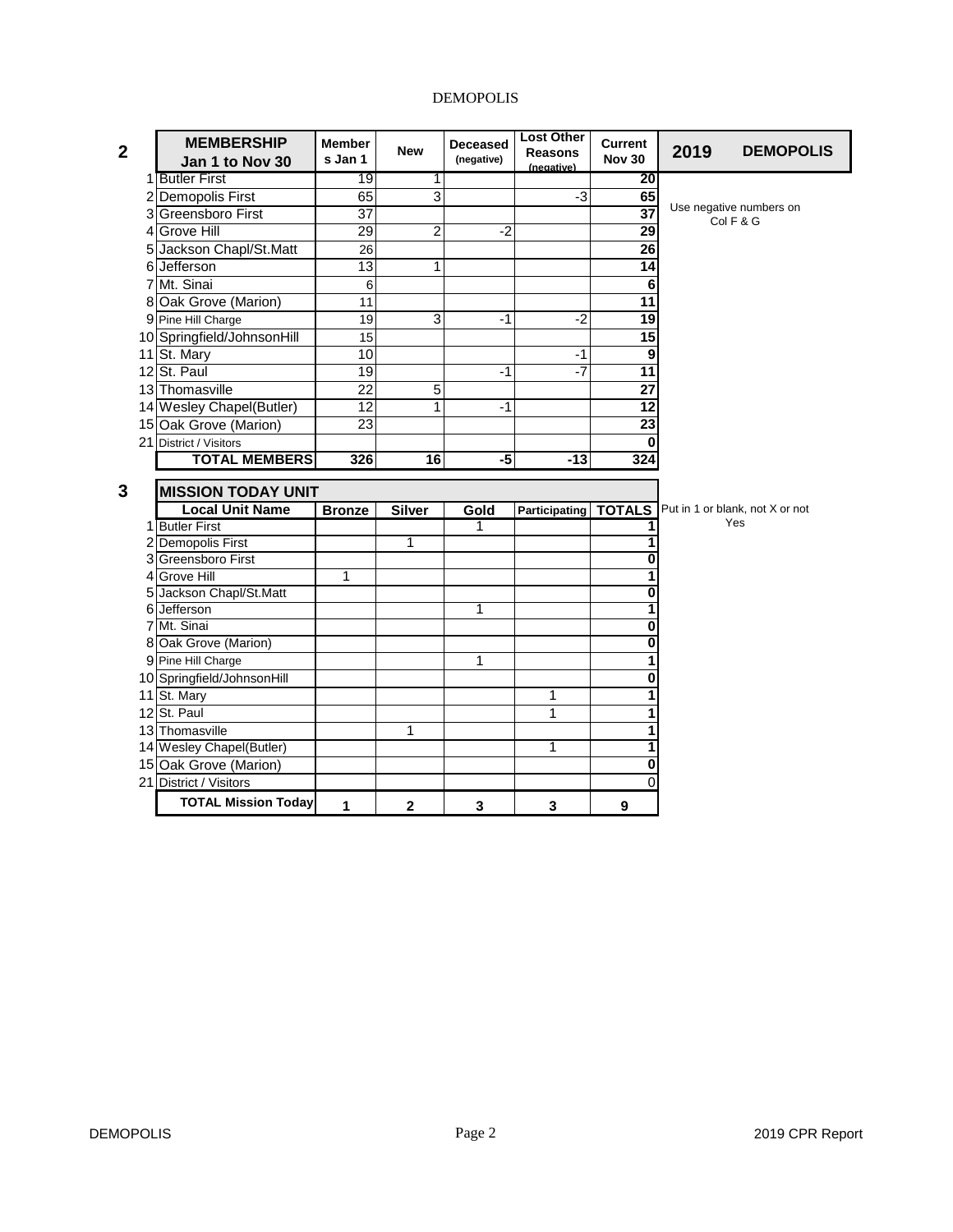# DEMOPOLIS

## 2

| | MEMBERSHIP Jan 1 to Nov 30 | Members Jan 1 | New | Deceased (negative) | Lost Other Reasons (negative) | Current Nov 30 |
|---|---|---|---|---|---|---|
| 1 | Butler First | 19 | 1 | | | 20 |
| 2 | Demopolis First | 65 | 3 | | -3 | 65 |
| 3 | Greensboro First | 37 | | | | 37 |
| 4 | Grove Hill | 29 | 2 | -2 | | 29 |
| 5 | Jackson Chapl/St.Matt | 26 | | | | 26 |
| 6 | Jefferson | 13 | 1 | | | 14 |
| 7 | Mt. Sinai | 6 | | | | 6 |
| 8 | Oak Grove (Marion) | 11 | | | | 11 |
| 9 | Pine Hill Charge | 19 | 3 | -1 | -2 | 19 |
| 10 | Springfield/JohnsonHill | 15 | | | | 15 |
| 11 | St. Mary | 10 | | | -1 | 9 |
| 12 | St. Paul | 19 | | -1 | -7 | 11 |
| 13 | Thomasville | 22 | 5 | | | 27 |
| 14 | Wesley Chapel(Butler) | 12 | 1 | -1 | | 12 |
| 15 | Oak Grove (Marion) | 23 | | | | 23 |
| 21 | District / Visitors | | | | | 0 |
| | **TOTAL MEMBERS** | **326** | **16** | **-5** | **-13** | **324** |

**2019 DEMOPOLIS**

Use negative numbers on Col F & G

## 3

**MISSION TODAY UNIT**

| | Local Unit Name | Bronze | Silver | Gold | Participating | TOTALS |
|---|---|---|---|---|---|---|
| 1 | Butler First | | | 1 | | 1 |
| 2 | Demopolis First | | 1 | | | 1 |
| 3 | Greensboro First | | | | | 0 |
| 4 | Grove Hill | 1 | | | | 1 |
| 5 | Jackson Chapl/St.Matt | | | | | 0 |
| 6 | Jefferson | | | 1 | | 1 |
| 7 | Mt. Sinai | | | | | 0 |
| 8 | Oak Grove (Marion) | | | | | 0 |
| 9 | Pine Hill Charge | | | 1 | | 1 |
| 10 | Springfield/JohnsonHill | | | | | 0 |
| 11 | St. Mary | | | | 1 | 1 |
| 12 | St. Paul | | | | 1 | 1 |
| 13 | Thomasville | | 1 | | | 1 |
| 14 | Wesley Chapel(Butler) | | | | 1 | 1 |
| 15 | Oak Grove (Marion) | | | | | 0 |
| 21 | District / Visitors | | | | | 0 |
| | **TOTAL Mission Today** | **1** | **2** | **3** | **3** | **9** |

Put in 1 or blank, not X or not Yes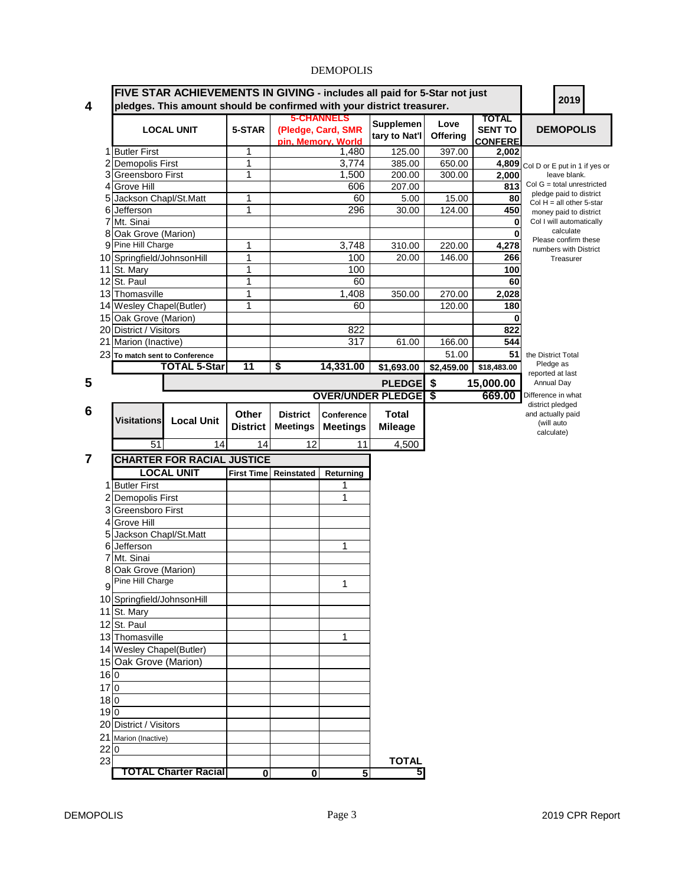DEMOPOLIS

## 4 FIVE STAR ACHIEVEMENTS IN GIVING - includes all paid for 5-Star not just pledges. This amount should be confirmed with your district treasurer.

**2019**

**DEMOPOLIS**

| # | LOCAL UNIT | 5-STAR | 5-CHANNELS (Pledge, Card, SMR pin, Memory, World | Supplementary to Nat'l | Love Offering | TOTAL SENT TO CONFERENCE |
|---|---|---|---|---|---|---|
| 1 | Butler First | 1 | 1,480 | 125.00 | 397.00 | 2,002 |
| 2 | Demopolis First | 1 | 3,774 | 385.00 | 650.00 | 4,809 |
| 3 | Greensboro First | 1 | 1,500 | 200.00 | 300.00 | 2,000 |
| 4 | Grove Hill | | 606 | 207.00 | | 813 |
| 5 | Jackson Chapl/St.Matt | 1 | 60 | 5.00 | 15.00 | 80 |
| 6 | Jefferson | 1 | 296 | 30.00 | 124.00 | 450 |
| 7 | Mt. Sinai | | | | | 0 |
| 8 | Oak Grove (Marion) | | | | | 0 |
| 9 | Pine Hill Charge | 1 | 3,748 | 310.00 | 220.00 | 4,278 |
| 10 | Springfield/JohnsonHill | 1 | 100 | 20.00 | 146.00 | 266 |
| 11 | St. Mary | 1 | 100 | | | 100 |
| 12 | St. Paul | 1 | 60 | | | 60 |
| 13 | Thomasville | 1 | 1,408 | 350.00 | 270.00 | 2,028 |
| 14 | Wesley Chapel(Butler) | 1 | 60 | | 120.00 | 180 |
| 15 | Oak Grove (Marion) | | | | | 0 |
| 20 | District / Visitors | | 822 | | | 822 |
| 21 | Marion (Inactive) | | 317 | 61.00 | 166.00 | 544 |
| 23 | To match sent to Conference | | | | 51.00 | 51 |
| | **TOTAL 5-Star** | **11** | **$ 14,331.00** | **$1,693.00** | **$2,459.00** | **$18,483.00** |

Col D or E put in 1 if yes or leave blank.
Col G = total unrestricted pledge paid to district
Col H = all other 5-star money paid to district
Col I will automatically calculate
Please confirm these numbers with District Treasurer

## 5

| | |
|---|---|
| **PLEDGE** | **$ 15,000.00** |
| **OVER/UNDER PLEDGE** | **$ 669.00** |

the District Total Pledge as reported at last Annual Day

Difference in what district pledged and actually paid (will auto calculate)

## 6

| Visitations | Local Unit | Other District | District Meetings | Conference Meetings | Total Mileage |
|---|---|---|---|---|---|
| 51 | 14 | 14 | 12 | 11 | 4,500 |

## 7 CHARTER FOR RACIAL JUSTICE

| # | LOCAL UNIT | First Time | Reinstated | Returning |
|---|---|---|---|---|
| 1 | Butler First | | | 1 |
| 2 | Demopolis First | | | 1 |
| 3 | Greensboro First | | | |
| 4 | Grove Hill | | | |
| 5 | Jackson Chapl/St.Matt | | | |
| 6 | Jefferson | | | 1 |
| 7 | Mt. Sinai | | | |
| 8 | Oak Grove (Marion) | | | |
| 9 | Pine Hill Charge | | | 1 |
| 10 | Springfield/JohnsonHill | | | |
| 11 | St. Mary | | | |
| 12 | St. Paul | | | |
| 13 | Thomasville | | | 1 |
| 14 | Wesley Chapel(Butler) | | | |
| 15 | Oak Grove (Marion) | | | |
| 16 | 0 | | | |
| 17 | 0 | | | |
| 18 | 0 | | | |
| 19 | 0 | | | |
| 20 | District / Visitors | | | |
| 21 | Marion (Inactive) | | | |
| 22 | 0 | | | |
| 23 | | | | |
| | **TOTAL Charter Racial** | **0** | **0** | **5** |

**TOTAL** 5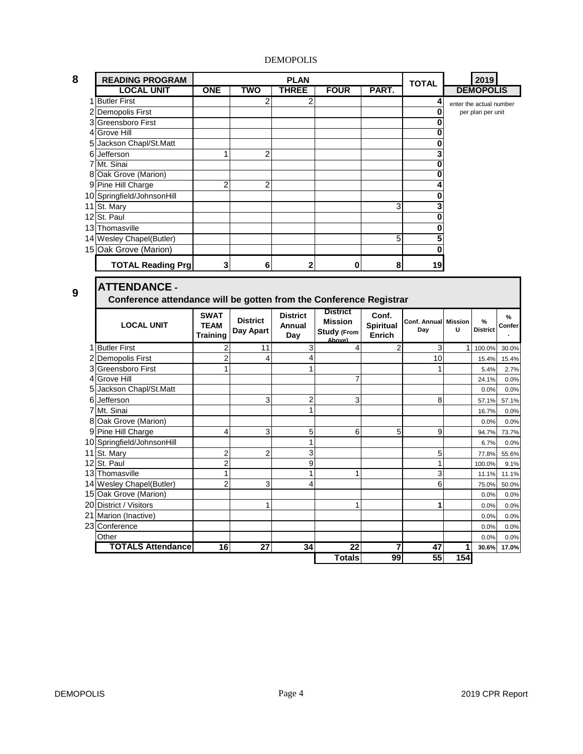DEMOPOLIS

## 8

| | READING PROGRAM | PLAN | | | | | TOTAL |
|---|---|---|---|---|---|---|---|
| | LOCAL UNIT | ONE | TWO | THREE | FOUR | PART. | |
| 1 | Butler First | | 2 | 2 | | | 4 |
| 2 | Demopolis First | | | | | | 0 |
| 3 | Greensboro First | | | | | | 0 |
| 4 | Grove Hill | | | | | | 0 |
| 5 | Jackson Chapl/St.Matt | | | | | | 0 |
| 6 | Jefferson | 1 | 2 | | | | 3 |
| 7 | Mt. Sinai | | | | | | 0 |
| 8 | Oak Grove (Marion) | | | | | | 0 |
| 9 | Pine Hill Charge | 2 | 2 | | | | 4 |
| 10 | Springfield/JohnsonHill | | | | | | 0 |
| 11 | St. Mary | | | | | 3 | 3 |
| 12 | St. Paul | | | | | | 0 |
| 13 | Thomasville | | | | | | 0 |
| 14 | Wesley Chapel(Butler) | | | | | 5 | 5 |
| 15 | Oak Grove (Marion) | | | | | | 0 |
| | **TOTAL Reading Prg** | **3** | **6** | **2** | **0** | **8** | **19** |

**2019 DEMOPOLIS**

enter the actual number per plan per unit

## 9

## ATTENDANCE -

**Conference attendance will be gotten from the Conference Registrar**

| | LOCAL UNIT | SWAT TEAM Training | District Day Apart | District Annual Day | District Mission Study (From Above) | Conf. Spiritual Enrich | Conf. Annual Day | Mission U | % District | % Confer. |
|---|---|---|---|---|---|---|---|---|---|---|
| 1 | Butler First | 2 | 11 | 3 | 4 | 2 | 3 | 1 | 100.0% | 30.0% |
| 2 | Demopolis First | 2 | 4 | 4 | | | 10 | | 15.4% | 15.4% |
| 3 | Greensboro First | 1 | | 1 | | | 1 | | 5.4% | 2.7% |
| 4 | Grove Hill | | | | 7 | | | | 24.1% | 0.0% |
| 5 | Jackson Chapl/St.Matt | | | | | | | | 0.0% | 0.0% |
| 6 | Jefferson | | 3 | 2 | 3 | | 8 | | 57.1% | 57.1% |
| 7 | Mt. Sinai | | | 1 | | | | | 16.7% | 0.0% |
| 8 | Oak Grove (Marion) | | | | | | | | 0.0% | 0.0% |
| 9 | Pine Hill Charge | 4 | 3 | 5 | 6 | 5 | 9 | | 94.7% | 73.7% |
| 10 | Springfield/JohnsonHill | | | 1 | | | | | 6.7% | 0.0% |
| 11 | St. Mary | 2 | 2 | 3 | | | 5 | | 77.8% | 55.6% |
| 12 | St. Paul | 2 | | 9 | | | 1 | | 100.0% | 9.1% |
| 13 | Thomasville | 1 | | 1 | 1 | | 3 | | 11.1% | 11.1% |
| 14 | Wesley Chapel(Butler) | 2 | 3 | 4 | | | 6 | | 75.0% | 50.0% |
| 15 | Oak Grove (Marion) | | | | | | | | 0.0% | 0.0% |
| 20 | District / Visitors | | 1 | | 1 | | 1 | | 0.0% | 0.0% |
| 21 | Marion (Inactive) | | | | | | | | 0.0% | 0.0% |
| 23 | Conference | | | | | | | | 0.0% | 0.0% |
| | Other | | | | | | | | 0.0% | 0.0% |
| | **TOTALS Attendance** | **16** | **27** | **34** | **22** | **7** | **47** | **1** | **30.6%** | **17.0%** |
| | | | | | **Totals** | **99** | **55** | **154** | | |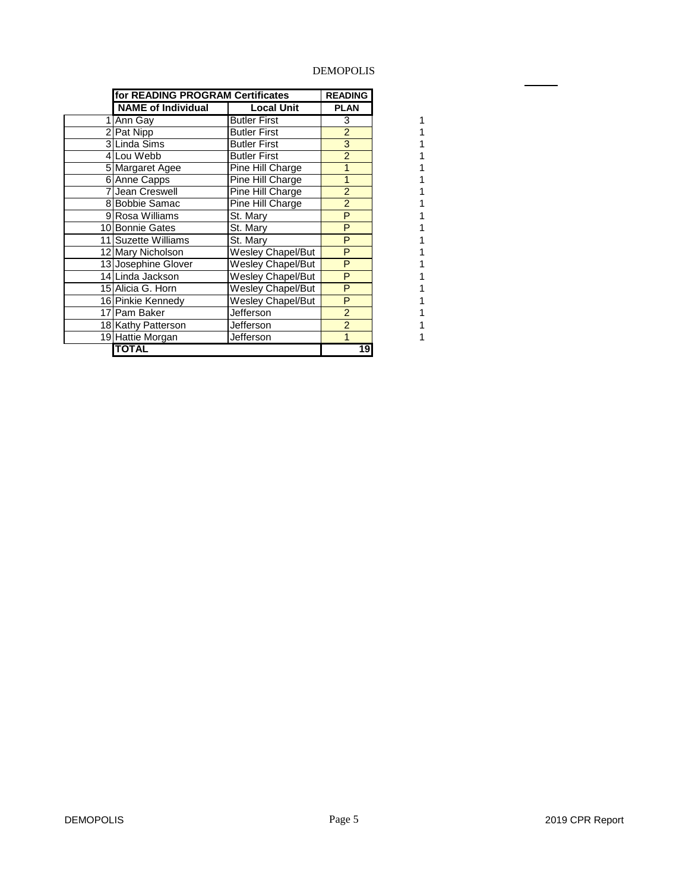DEMOPOLIS

| | for READING PROGRAM Certificates | | READING | |
|---|---|---|---|---|
| | NAME of Individual | Local Unit | PLAN | |
| 1 | Ann Gay | Butler First | 3 | 1 |
| 2 | Pat Nipp | Butler First | 2 | 1 |
| 3 | Linda Sims | Butler First | 3 | 1 |
| 4 | Lou Webb | Butler First | 2 | 1 |
| 5 | Margaret Agee | Pine Hill Charge | 1 | 1 |
| 6 | Anne Capps | Pine Hill Charge | 1 | 1 |
| 7 | Jean Creswell | Pine Hill Charge | 2 | 1 |
| 8 | Bobbie Samac | Pine Hill Charge | 2 | 1 |
| 9 | Rosa Williams | St. Mary | P | 1 |
| 10 | Bonnie Gates | St. Mary | P | 1 |
| 11 | Suzette Williams | St. Mary | P | 1 |
| 12 | Mary Nicholson | Wesley Chapel/But | P | 1 |
| 13 | Josephine Glover | Wesley Chapel/But | P | 1 |
| 14 | Linda Jackson | Wesley Chapel/But | P | 1 |
| 15 | Alicia G. Horn | Wesley Chapel/But | P | 1 |
| 16 | Pinkie Kennedy | Wesley Chapel/But | P | 1 |
| 17 | Pam Baker | Jefferson | 2 | 1 |
| 18 | Kathy Patterson | Jefferson | 2 | 1 |
| 19 | Hattie Morgan | Jefferson | 1 | 1 |
| | **TOTAL** | | **19** | |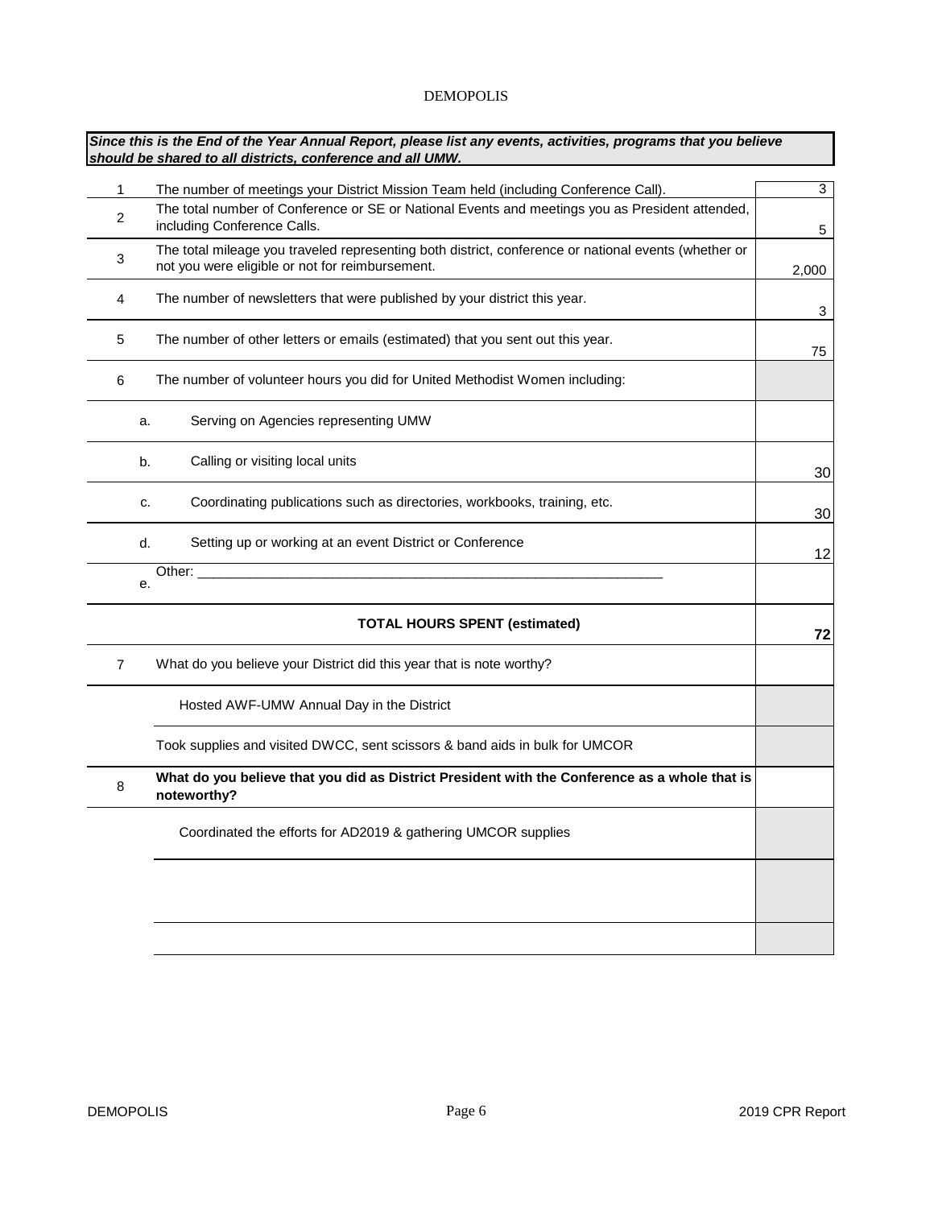DEMOPOLIS

***Since this is the End of the Year Annual Report, please list any events, activities, programs that you believe should be shared to all districts, conference and all UMW.***

| | | |
|---|---|---|
| 1 | The number of meetings your District Mission Team held (including Conference Call). | 3 |
| 2 | The total number of Conference or SE or National Events and meetings you as President attended, including Conference Calls. | 5 |
| 3 | The total mileage you traveled representing both district, conference or national events (whether or not you were eligible or not for reimbursement. | 2,000 |
| 4 | The number of newsletters that were published by your district this year. | 3 |
| 5 | The number of other letters or emails (estimated) that you sent out this year. | 75 |
| 6 | The number of volunteer hours you did for United Methodist Women including: | |
| a. | Serving on Agencies representing UMW | |
| b. | Calling or visiting local units | 30 |
| c. | Coordinating publications such as directories, workbooks, training, etc. | 30 |
| d. | Setting up or working at an event District or Conference | 12 |
| e. | Other: ______________________________ | |
| | **TOTAL HOURS SPENT (estimated)** | **72** |
| 7 | What do you believe your District did this year that is note worthy? | |
| | Hosted AWF-UMW Annual Day in the District | |
| | Took supplies and visited DWCC, sent scissors & band aids in bulk for UMCOR | |
| 8 | **What do you believe that you did as District President with the Conference as a whole that is noteworthy?** | |
| | Coordinated the efforts for AD2019 & gathering UMCOR supplies | |
| | | |
| | | |